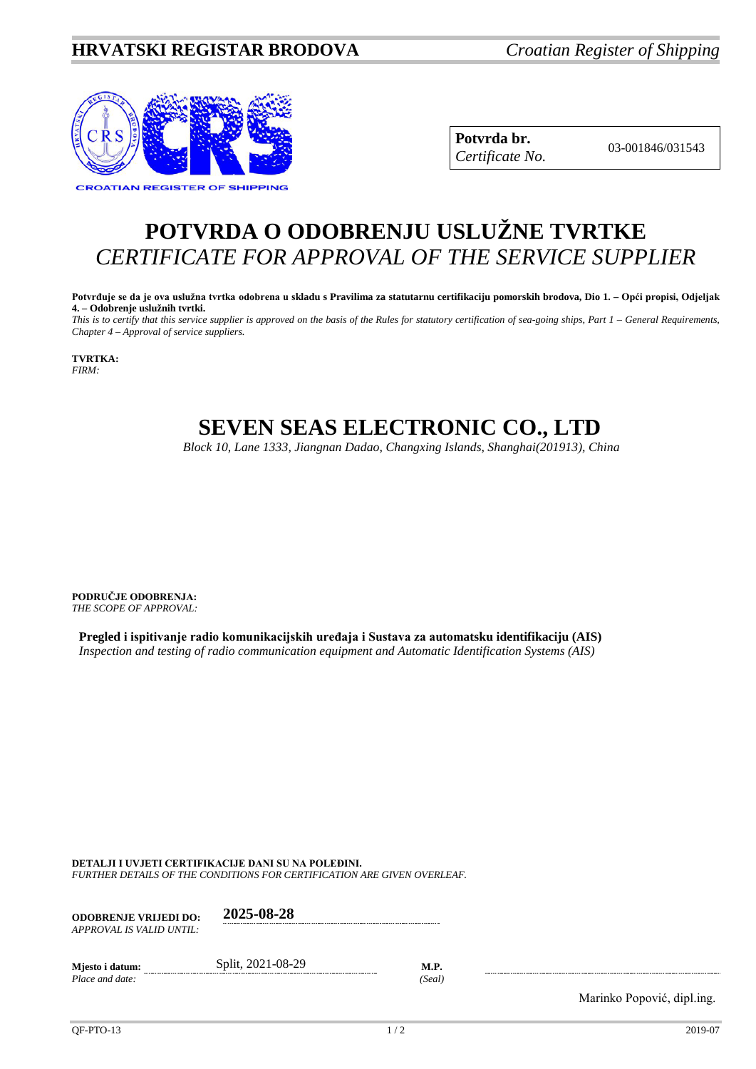**HRVATSKI REGISTAR BRODOVA** *Croatian Register of Shipping*

| **Potvrda br.** *Certificate No.* | 03-001846/031543 |
|---|---|

# POTVRDA O ODOBRENJU USLUŽNE TVRTKE
# *CERTIFICATE FOR APPROVAL OF THE SERVICE SUPPLIER*

**Potvrđuje se da je ova uslužna tvrtka odobrena u skladu s Pravilima za statutarnu certifikaciju pomorskih brodova, Dio 1. – Opći propisi, Odjeljak 4. – Odobrenje uslužnih tvrtki.**
*This is to certify that this service supplier is approved on the basis of the Rules for statutory certification of sea-going ships, Part 1 – General Requirements, Chapter 4 – Approval of service suppliers.*

**TVRTKA:**
*FIRM:*

## SEVEN SEAS ELECTRONIC CO., LTD

*Block 10, Lane 1333, Jiangnan Dadao, Changxing Islands, Shanghai(201913), China*

**PODRUČJE ODOBRENJA:**
*THE SCOPE OF APPROVAL:*

**Pregled i ispitivanje radio komunikacijskih uređaja i Sustava za automatsku identifikaciju (AIS)**
*Inspection and testing of radio communication equipment and Automatic Identification Systems (AIS)*

**DETALJI I UVJETI CERTIFIKACIJE DANI SU NA POLEĐINI.**
*FURTHER DETAILS OF THE CONDITIONS FOR CERTIFICATION ARE GIVEN OVERLEAF.*

**ODOBRENJE VRIJEDI DO:** *APPROVAL IS VALID UNTIL:* **2025-08-28**

**Mjesto i datum:** *Place and date:* Split, 2021-08-29

**M.P.** *(Seal)*

Marinko Popović, dipl.ing.

QF-PTO-13 2019-07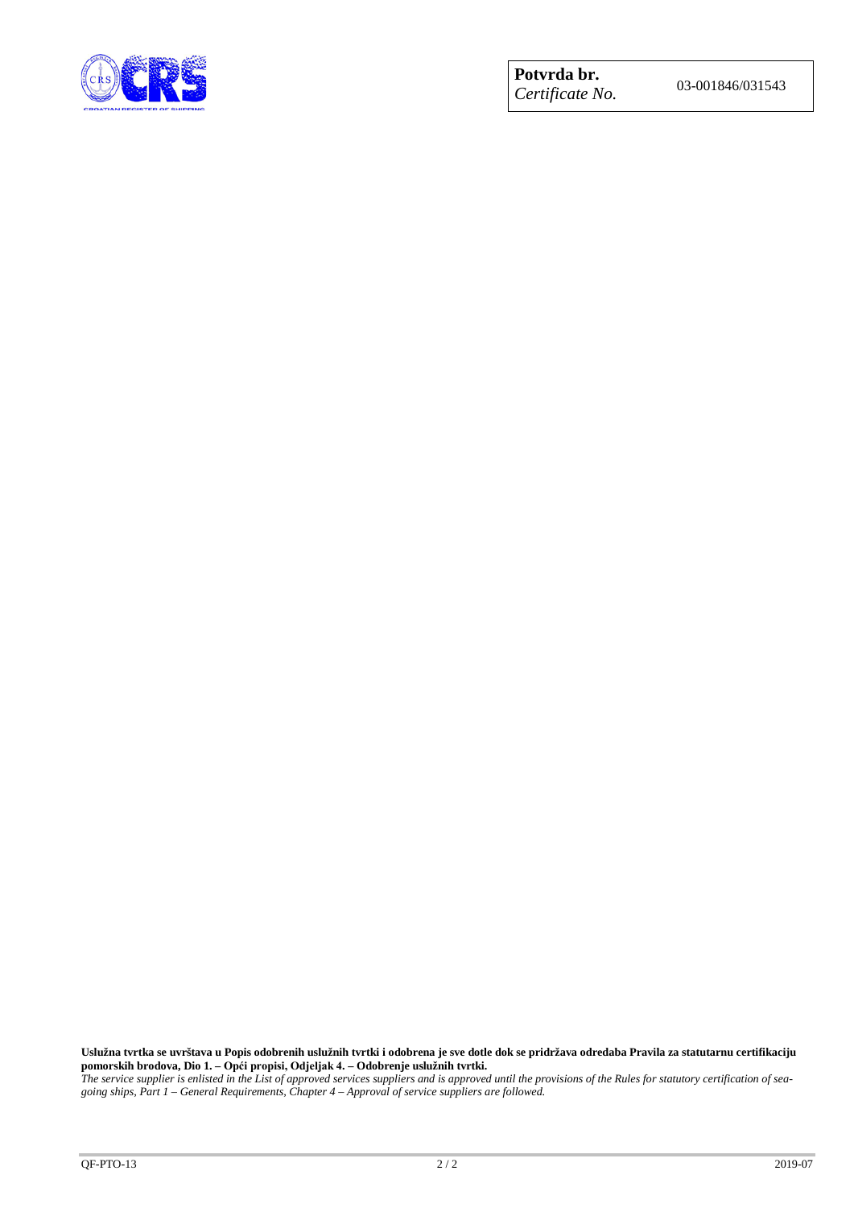| Potvrda br. *Certificate No.* | 03-001846/031543 |
|---|---|

**Uslužna tvrtka se uvrštava u Popis odobrenih uslužnih tvrtki i odobrena je sve dotle dok se pridržava odredaba Pravila za statutarnu certifikaciju pomorskih brodova, Dio 1. – Opći propisi, Odjeljak 4. – Odobrenje uslužnih tvrtki.**

*The service supplier is enlisted in the List of approved services suppliers and is approved until the provisions of the Rules for statutory certification of sea-going ships, Part 1 – General Requirements, Chapter 4 – Approval of service suppliers are followed.*